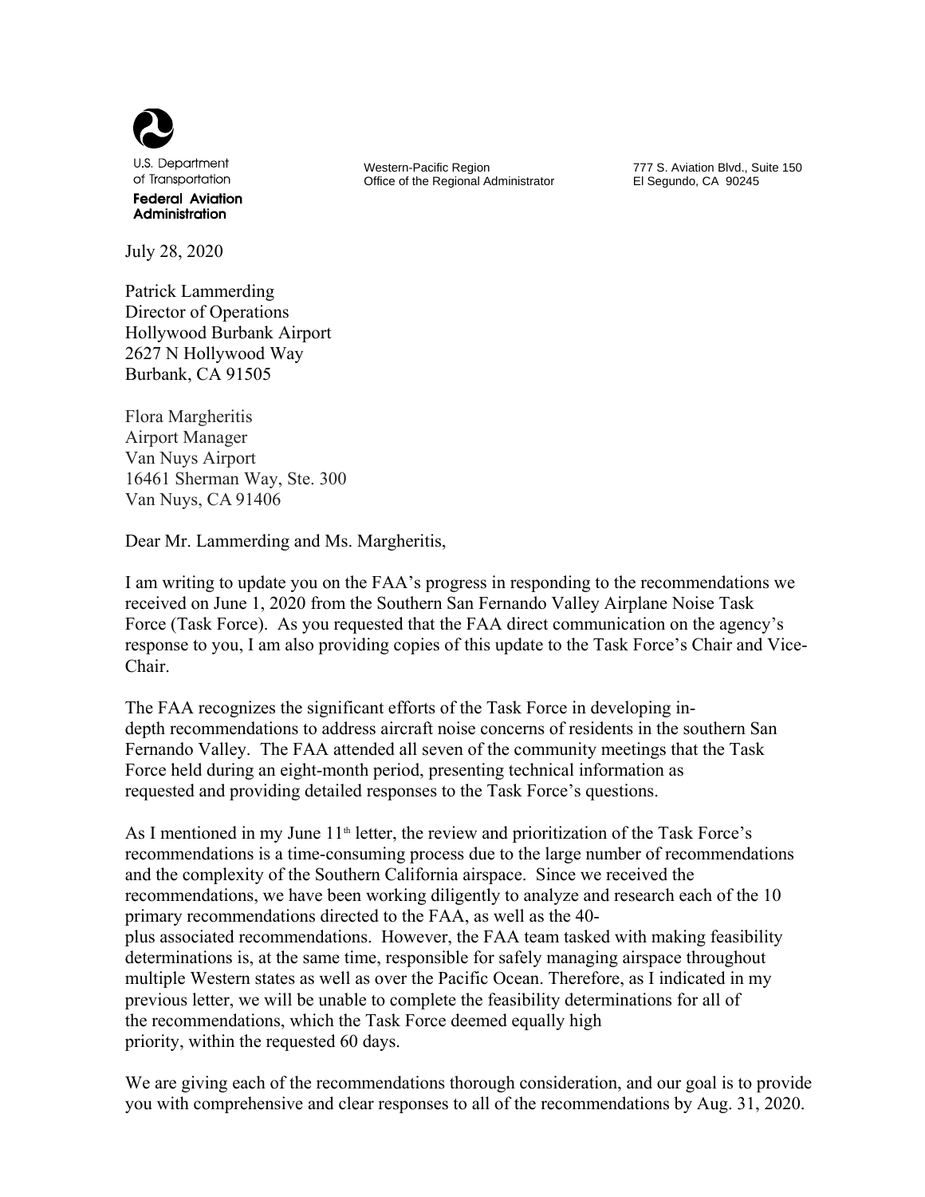U.S. Department of Transportation
**Federal Aviation Administration**

Western-Pacific Region
Office of the Regional Administrator

777 S. Aviation Blvd., Suite 150
El Segundo, CA 90245

July 28, 2020

Patrick Lammerding
Director of Operations
Hollywood Burbank Airport
2627 N Hollywood Way
Burbank, CA 91505

Flora Margheritis
Airport Manager
Van Nuys Airport
16461 Sherman Way, Ste. 300
Van Nuys, CA 91406

Dear Mr. Lammerding and Ms. Margheritis,

I am writing to update you on the FAA's progress in responding to the recommendations we received on June 1, 2020 from the Southern San Fernando Valley Airplane Noise Task Force (Task Force). As you requested that the FAA direct communication on the agency's response to you, I am also providing copies of this update to the Task Force's Chair and Vice-Chair.

The FAA recognizes the significant efforts of the Task Force in developing in-depth recommendations to address aircraft noise concerns of residents in the southern San Fernando Valley. The FAA attended all seven of the community meetings that the Task Force held during an eight-month period, presenting technical information as requested and providing detailed responses to the Task Force's questions.

As I mentioned in my June 11th letter, the review and prioritization of the Task Force's recommendations is a time-consuming process due to the large number of recommendations and the complexity of the Southern California airspace. Since we received the recommendations, we have been working diligently to analyze and research each of the 10 primary recommendations directed to the FAA, as well as the 40-plus associated recommendations. However, the FAA team tasked with making feasibility determinations is, at the same time, responsible for safely managing airspace throughout multiple Western states as well as over the Pacific Ocean. Therefore, as I indicated in my previous letter, we will be unable to complete the feasibility determinations for all of the recommendations, which the Task Force deemed equally high priority, within the requested 60 days.

We are giving each of the recommendations thorough consideration, and our goal is to provide you with comprehensive and clear responses to all of the recommendations by Aug. 31, 2020.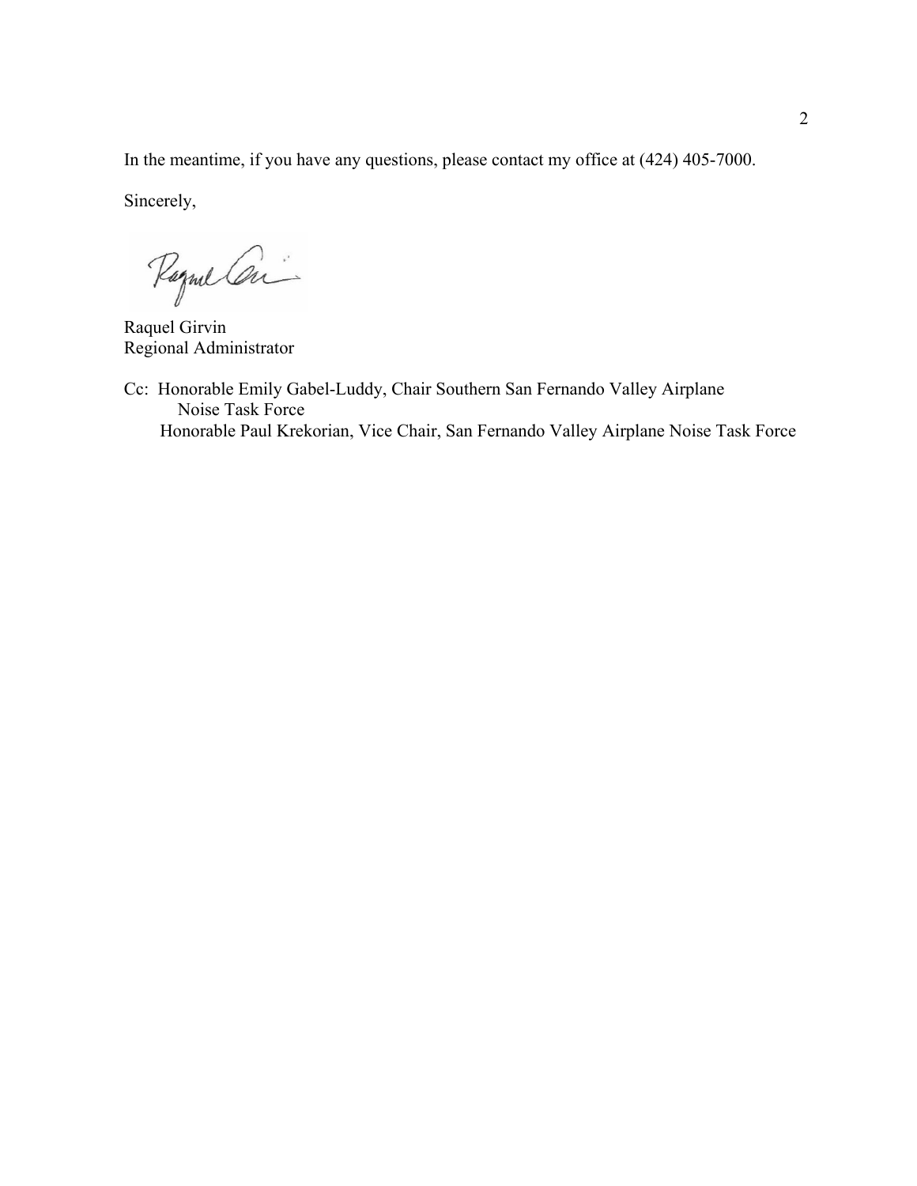In the meantime, if you have any questions, please contact my office at (424) 405-7000.

Sincerely,

Raquel Girvin
Regional Administrator

Cc: Honorable Emily Gabel-Luddy, Chair Southern San Fernando Valley Airplane Noise Task Force
Honorable Paul Krekorian, Vice Chair, San Fernando Valley Airplane Noise Task Force